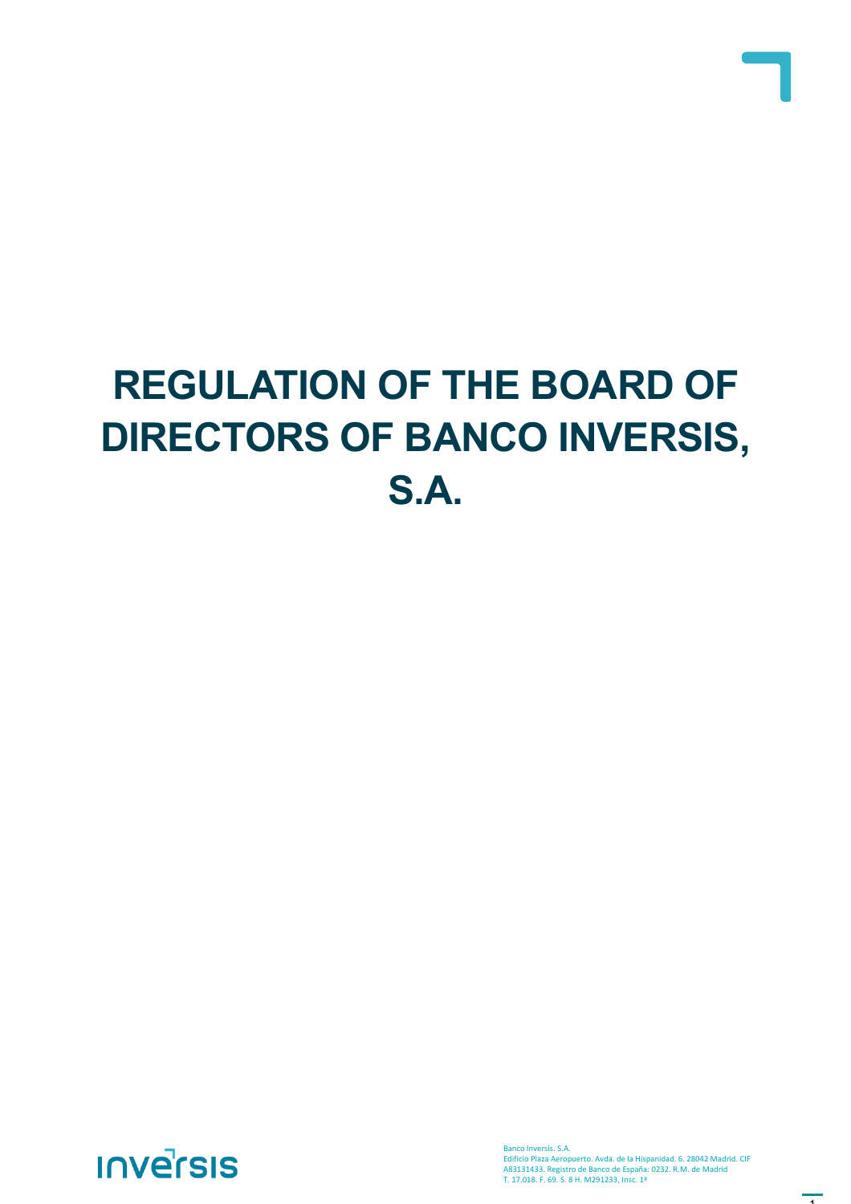# REGULATION OF THE BOARD OF DIRECTORS OF BANCO INVERSIS, S.A.

Banco Inversis. S.A.
Edificio Plaza Aeropuerto. Avda. de la Hispanidad. 6. 28042 Madrid. CIF A83131433. Registro de Banco de España: 0232. R.M. de Madrid
T. 17.018. F. 69. S. 8 H. M291233, Insc. 1ª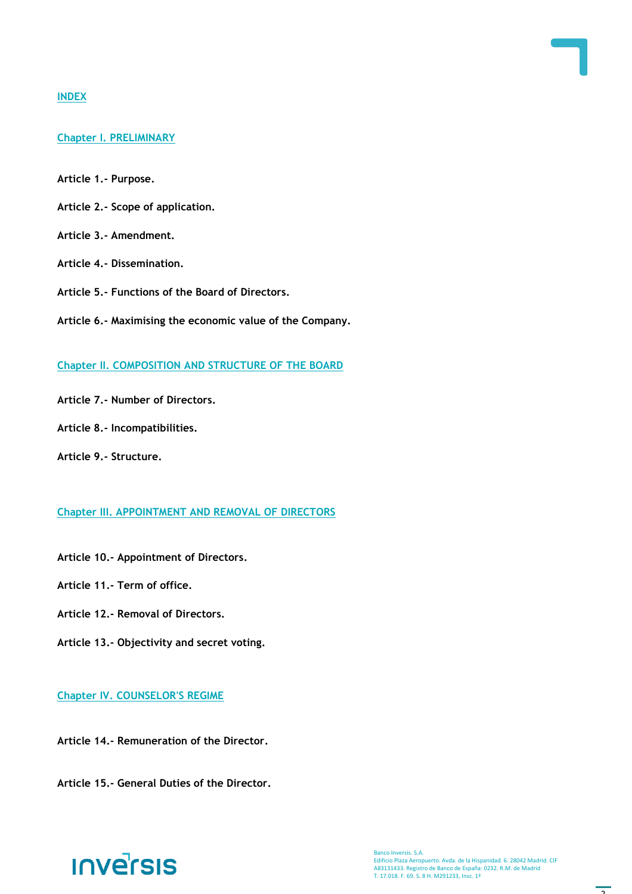## INDEX

### Chapter I. PRELIMINARY

**Article 1.- Purpose.**

**Article 2.- Scope of application.**

**Article 3.- Amendment.**

**Article 4.- Dissemination.**

**Article 5.- Functions of the Board of Directors.**

**Article 6.- Maximising the economic value of the Company.**

### Chapter II. COMPOSITION AND STRUCTURE OF THE BOARD

**Article 7.- Number of Directors.**

**Article 8.- Incompatibilities.**

**Article 9.- Structure.**

### Chapter III. APPOINTMENT AND REMOVAL OF DIRECTORS

**Article 10.- Appointment of Directors.**

**Article 11.- Term of office.**

**Article 12.- Removal of Directors.**

**Article 13.- Objectivity and secret voting.**

### Chapter IV. COUNSELOR'S REGIME

**Article 14.- Remuneration of the Director.**

**Article 15.- General Duties of the Director.**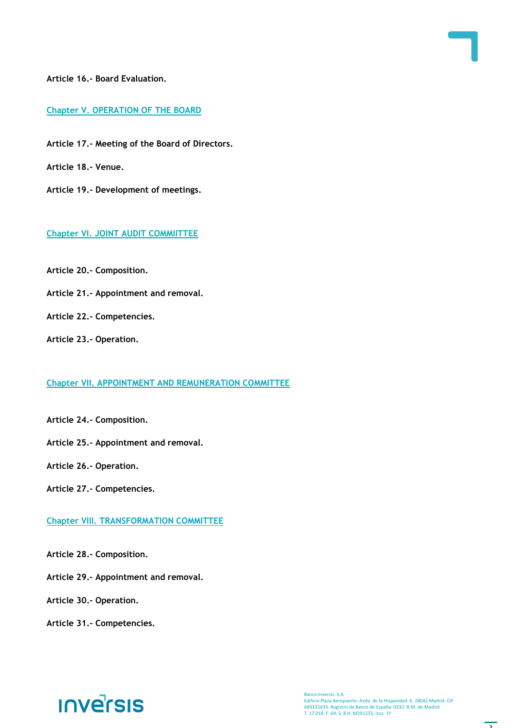**Article 16.- Board Evaluation.**

## Chapter V. OPERATION OF THE BOARD

**Article 17.- Meeting of the Board of Directors.**

**Article 18.- Venue.**

**Article 19.- Development of meetings.**

## Chapter VI. JOINT AUDIT COMMIITTEE

**Article 20.- Composition.**

**Article 21.- Appointment and removal.**

**Article 22.- Competencies.**

**Article 23.- Operation.**

## Chapter VII. APPOINTMENT AND REMUNERATION COMMITTEE

**Article 24.- Composition.**

**Article 25.- Appointment and removal.**

**Article 26.- Operation.**

**Article 27.- Competencies.**

## Chapter VIII. TRANSFORMATION COMMITTEE

**Article 28.- Composition.**

**Article 29.- Appointment and removal.**

**Article 30.- Operation.**

**Article 31.- Competencies.**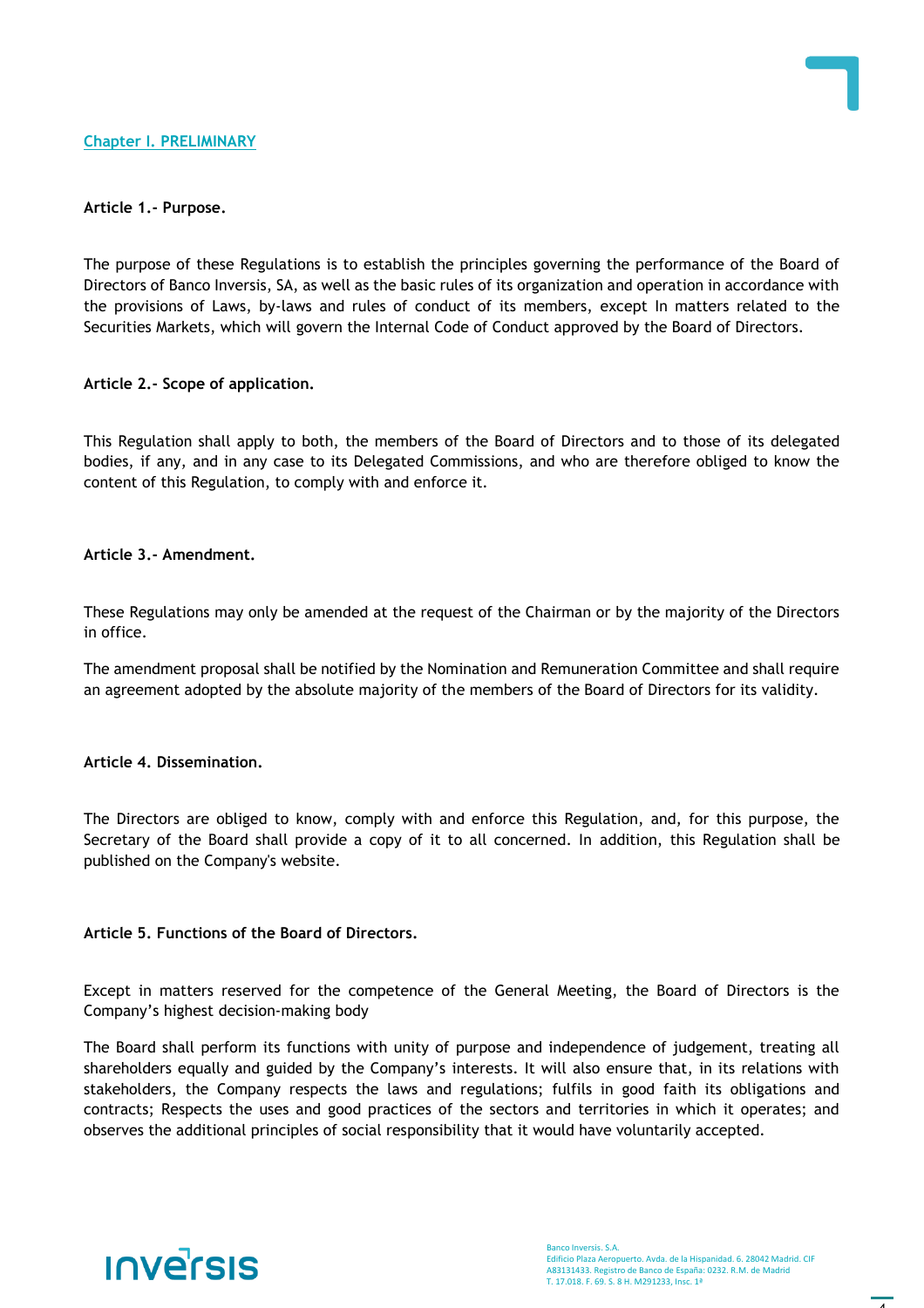## Chapter I. PRELIMINARY

**Article 1.- Purpose.**

The purpose of these Regulations is to establish the principles governing the performance of the Board of Directors of Banco Inversis, SA, as well as the basic rules of its organization and operation in accordance with the provisions of Laws, by-laws and rules of conduct of its members, except In matters related to the Securities Markets, which will govern the Internal Code of Conduct approved by the Board of Directors.

**Article 2.- Scope of application.**

This Regulation shall apply to both, the members of the Board of Directors and to those of its delegated bodies, if any, and in any case to its Delegated Commissions, and who are therefore obliged to know the content of this Regulation, to comply with and enforce it.

**Article 3.- Amendment.**

These Regulations may only be amended at the request of the Chairman or by the majority of the Directors in office.

The amendment proposal shall be notified by the Nomination and Remuneration Committee and shall require an agreement adopted by the absolute majority of the members of the Board of Directors for its validity.

**Article 4. Dissemination.**

The Directors are obliged to know, comply with and enforce this Regulation, and, for this purpose, the Secretary of the Board shall provide a copy of it to all concerned. In addition, this Regulation shall be published on the Company's website.

**Article 5. Functions of the Board of Directors.**

Except in matters reserved for the competence of the General Meeting, the Board of Directors is the Company's highest decision-making body

The Board shall perform its functions with unity of purpose and independence of judgement, treating all shareholders equally and guided by the Company's interests. It will also ensure that, in its relations with stakeholders, the Company respects the laws and regulations; fulfils in good faith its obligations and contracts; Respects the uses and good practices of the sectors and territories in which it operates; and observes the additional principles of social responsibility that it would have voluntarily accepted.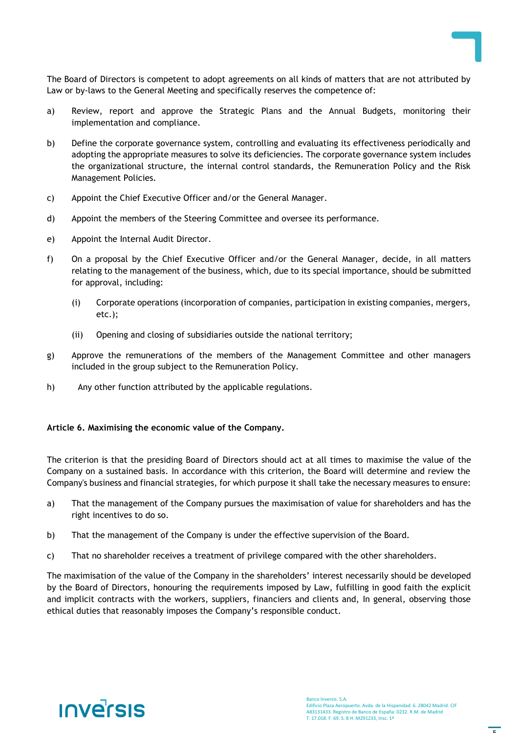The Board of Directors is competent to adopt agreements on all kinds of matters that are not attributed by Law or by-laws to the General Meeting and specifically reserves the competence of:

a) Review, report and approve the Strategic Plans and the Annual Budgets, monitoring their implementation and compliance.

b) Define the corporate governance system, controlling and evaluating its effectiveness periodically and adopting the appropriate measures to solve its deficiencies. The corporate governance system includes the organizational structure, the internal control standards, the Remuneration Policy and the Risk Management Policies.

c) Appoint the Chief Executive Officer and/or the General Manager.

d) Appoint the members of the Steering Committee and oversee its performance.

e) Appoint the Internal Audit Director.

f) On a proposal by the Chief Executive Officer and/or the General Manager, decide, in all matters relating to the management of the business, which, due to its special importance, should be submitted for approval, including:

   (i) Corporate operations (incorporation of companies, participation in existing companies, mergers, etc.);

   (ii) Opening and closing of subsidiaries outside the national territory;

g) Approve the remunerations of the members of the Management Committee and other managers included in the group subject to the Remuneration Policy.

h) Any other function attributed by the applicable regulations.

**Article 6. Maximising the economic value of the Company.**

The criterion is that the presiding Board of Directors should act at all times to maximise the value of the Company on a sustained basis. In accordance with this criterion, the Board will determine and review the Company's business and financial strategies, for which purpose it shall take the necessary measures to ensure:

a) That the management of the Company pursues the maximisation of value for shareholders and has the right incentives to do so.

b) That the management of the Company is under the effective supervision of the Board.

c) That no shareholder receives a treatment of privilege compared with the other shareholders.

The maximisation of the value of the Company in the shareholders' interest necessarily should be developed by the Board of Directors, honouring the requirements imposed by Law, fulfilling in good faith the explicit and implicit contracts with the workers, suppliers, financiers and clients and, In general, observing those ethical duties that reasonably imposes the Company's responsible conduct.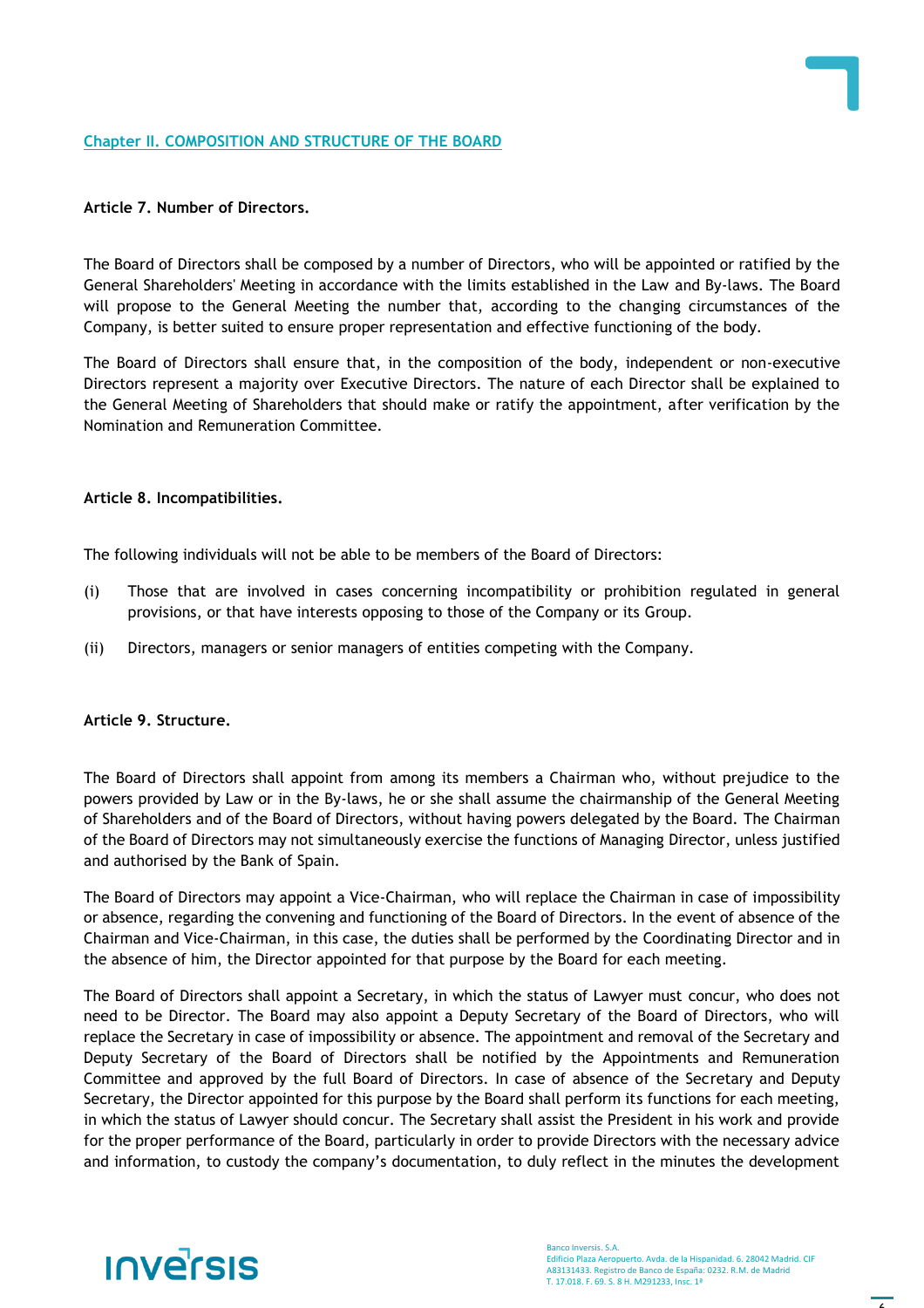## Chapter II. COMPOSITION AND STRUCTURE OF THE BOARD

### Article 7. Number of Directors.

The Board of Directors shall be composed by a number of Directors, who will be appointed or ratified by the General Shareholders' Meeting in accordance with the limits established in the Law and By-laws. The Board will propose to the General Meeting the number that, according to the changing circumstances of the Company, is better suited to ensure proper representation and effective functioning of the body.

The Board of Directors shall ensure that, in the composition of the body, independent or non-executive Directors represent a majority over Executive Directors. The nature of each Director shall be explained to the General Meeting of Shareholders that should make or ratify the appointment, after verification by the Nomination and Remuneration Committee.

### Article 8. Incompatibilities.

The following individuals will not be able to be members of the Board of Directors:

(i) Those that are involved in cases concerning incompatibility or prohibition regulated in general provisions, or that have interests opposing to those of the Company or its Group.

(ii) Directors, managers or senior managers of entities competing with the Company.

### Article 9. Structure.

The Board of Directors shall appoint from among its members a Chairman who, without prejudice to the powers provided by Law or in the By-laws, he or she shall assume the chairmanship of the General Meeting of Shareholders and of the Board of Directors, without having powers delegated by the Board. The Chairman of the Board of Directors may not simultaneously exercise the functions of Managing Director, unless justified and authorised by the Bank of Spain.

The Board of Directors may appoint a Vice-Chairman, who will replace the Chairman in case of impossibility or absence, regarding the convening and functioning of the Board of Directors. In the event of absence of the Chairman and Vice-Chairman, in this case, the duties shall be performed by the Coordinating Director and in the absence of him, the Director appointed for that purpose by the Board for each meeting.

The Board of Directors shall appoint a Secretary, in which the status of Lawyer must concur, who does not need to be Director. The Board may also appoint a Deputy Secretary of the Board of Directors, who will replace the Secretary in case of impossibility or absence. The appointment and removal of the Secretary and Deputy Secretary of the Board of Directors shall be notified by the Appointments and Remuneration Committee and approved by the full Board of Directors. In case of absence of the Secretary and Deputy Secretary, the Director appointed for this purpose by the Board shall perform its functions for each meeting, in which the status of Lawyer should concur. The Secretary shall assist the President in his work and provide for the proper performance of the Board, particularly in order to provide Directors with the necessary advice and information, to custody the company's documentation, to duly reflect in the minutes the development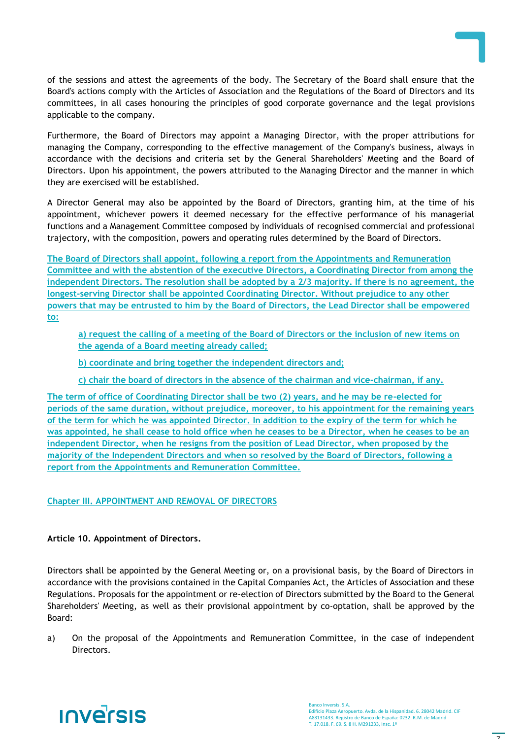of the sessions and attest the agreements of the body. The Secretary of the Board shall ensure that the Board's actions comply with the Articles of Association and the Regulations of the Board of Directors and its committees, in all cases honouring the principles of good corporate governance and the legal provisions applicable to the company.

Furthermore, the Board of Directors may appoint a Managing Director, with the proper attributions for managing the Company, corresponding to the effective management of the Company's business, always in accordance with the decisions and criteria set by the General Shareholders' Meeting and the Board of Directors. Upon his appointment, the powers attributed to the Managing Director and the manner in which they are exercised will be established.

A Director General may also be appointed by the Board of Directors, granting him, at the time of his appointment, whichever powers it deemed necessary for the effective performance of his managerial functions and a Management Committee composed by individuals of recognised commercial and professional trajectory, with the composition, powers and operating rules determined by the Board of Directors.

The Board of Directors shall appoint, following a report from the Appointments and Remuneration Committee and with the abstention of the executive Directors, a Coordinating Director from among the independent Directors. The resolution shall be adopted by a 2/3 majority. If there is no agreement, the longest-serving Director shall be appointed Coordinating Director. Without prejudice to any other powers that may be entrusted to him by the Board of Directors, the Lead Director shall be empowered to:

> a) request the calling of a meeting of the Board of Directors or the inclusion of new items on the agenda of a Board meeting already called;
>
> b) coordinate and bring together the independent directors and;
>
> c) chair the board of directors in the absence of the chairman and vice-chairman, if any.

The term of office of Coordinating Director shall be two (2) years, and he may be re-elected for periods of the same duration, without prejudice, moreover, to his appointment for the remaining years of the term for which he was appointed Director. In addition to the expiry of the term for which he was appointed, he shall cease to hold office when he ceases to be a Director, when he ceases to be an independent Director, when he resigns from the position of Lead Director, when proposed by the majority of the Independent Directors and when so resolved by the Board of Directors, following a report from the Appointments and Remuneration Committee.

## Chapter III. APPOINTMENT AND REMOVAL OF DIRECTORS

### Article 10. Appointment of Directors.

Directors shall be appointed by the General Meeting or, on a provisional basis, by the Board of Directors in accordance with the provisions contained in the Capital Companies Act, the Articles of Association and these Regulations. Proposals for the appointment or re-election of Directors submitted by the Board to the General Shareholders' Meeting, as well as their provisional appointment by co-optation, shall be approved by the Board:

a) On the proposal of the Appointments and Remuneration Committee, in the case of independent Directors.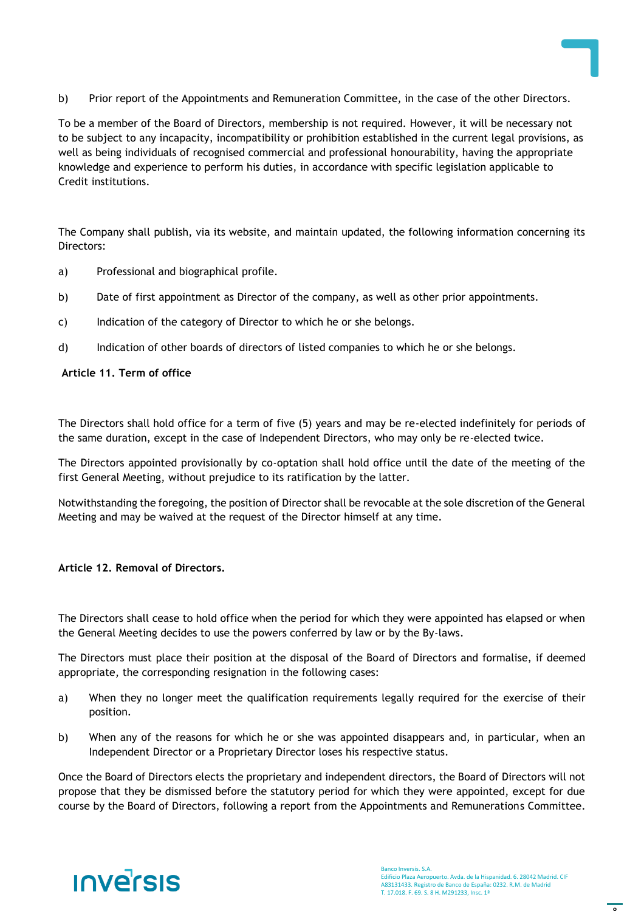b) Prior report of the Appointments and Remuneration Committee, in the case of the other Directors.

To be a member of the Board of Directors, membership is not required. However, it will be necessary not to be subject to any incapacity, incompatibility or prohibition established in the current legal provisions, as well as being individuals of recognised commercial and professional honourability, having the appropriate knowledge and experience to perform his duties, in accordance with specific legislation applicable to Credit institutions.

The Company shall publish, via its website, and maintain updated, the following information concerning its Directors:

a) Professional and biographical profile.

b) Date of first appointment as Director of the company, as well as other prior appointments.

c) Indication of the category of Director to which he or she belongs.

d) Indication of other boards of directors of listed companies to which he or she belongs.

### Article 11. Term of office

The Directors shall hold office for a term of five (5) years and may be re-elected indefinitely for periods of the same duration, except in the case of Independent Directors, who may only be re-elected twice.

The Directors appointed provisionally by co-optation shall hold office until the date of the meeting of the first General Meeting, without prejudice to its ratification by the latter.

Notwithstanding the foregoing, the position of Director shall be revocable at the sole discretion of the General Meeting and may be waived at the request of the Director himself at any time.

### Article 12. Removal of Directors.

The Directors shall cease to hold office when the period for which they were appointed has elapsed or when the General Meeting decides to use the powers conferred by law or by the By-laws.

The Directors must place their position at the disposal of the Board of Directors and formalise, if deemed appropriate, the corresponding resignation in the following cases:

a) When they no longer meet the qualification requirements legally required for the exercise of their position.

b) When any of the reasons for which he or she was appointed disappears and, in particular, when an Independent Director or a Proprietary Director loses his respective status.

Once the Board of Directors elects the proprietary and independent directors, the Board of Directors will not propose that they be dismissed before the statutory period for which they were appointed, except for due course by the Board of Directors, following a report from the Appointments and Remunerations Committee.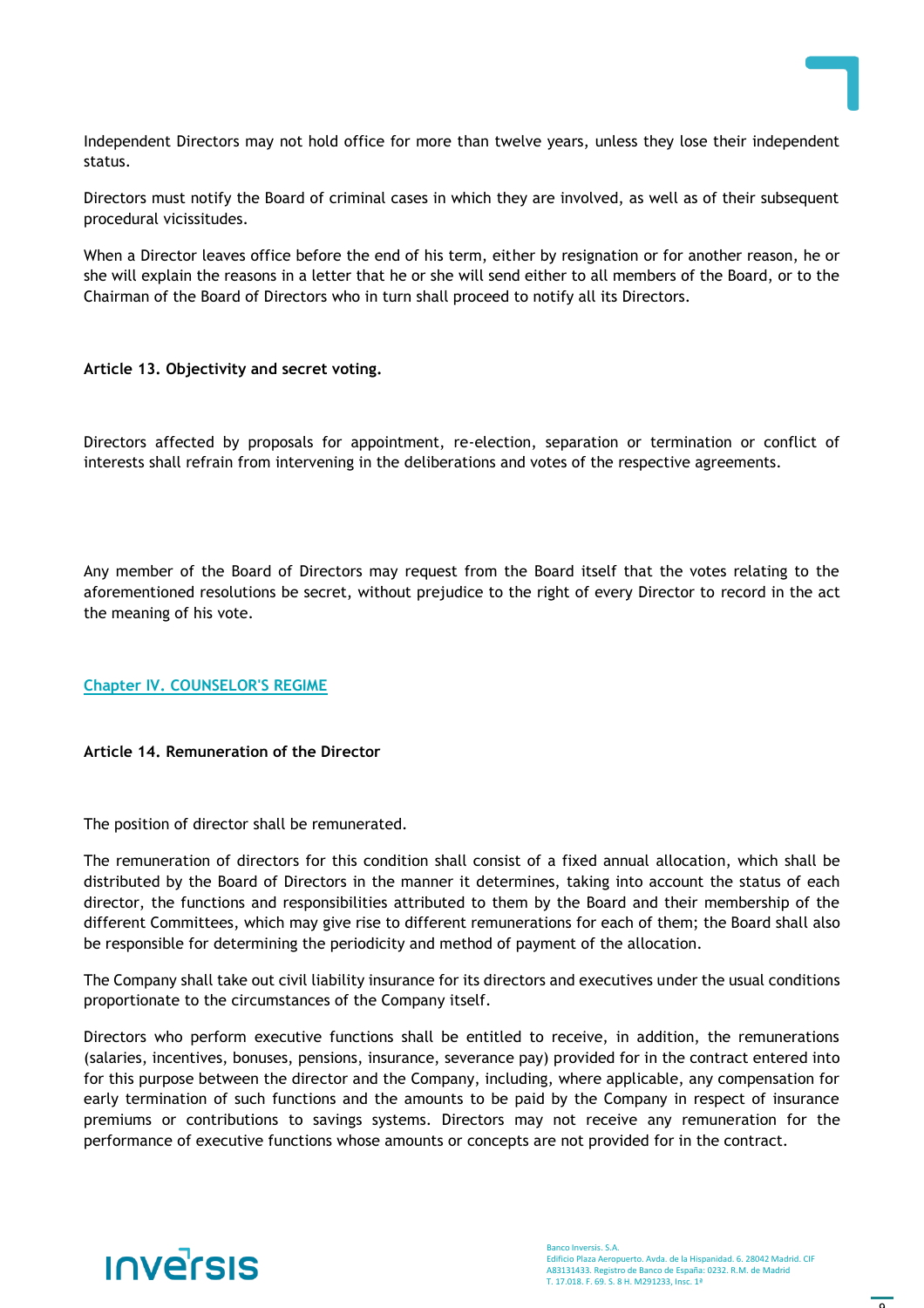Independent Directors may not hold office for more than twelve years, unless they lose their independent status.

Directors must notify the Board of criminal cases in which they are involved, as well as of their subsequent procedural vicissitudes.

When a Director leaves office before the end of his term, either by resignation or for another reason, he or she will explain the reasons in a letter that he or she will send either to all members of the Board, or to the Chairman of the Board of Directors who in turn shall proceed to notify all its Directors.

**Article 13. Objectivity and secret voting.**

Directors affected by proposals for appointment, re-election, separation or termination or conflict of interests shall refrain from intervening in the deliberations and votes of the respective agreements.

Any member of the Board of Directors may request from the Board itself that the votes relating to the aforementioned resolutions be secret, without prejudice to the right of every Director to record in the act the meaning of his vote.

## Chapter IV. COUNSELOR'S REGIME

**Article 14. Remuneration of the Director**

The position of director shall be remunerated.

The remuneration of directors for this condition shall consist of a fixed annual allocation, which shall be distributed by the Board of Directors in the manner it determines, taking into account the status of each director, the functions and responsibilities attributed to them by the Board and their membership of the different Committees, which may give rise to different remunerations for each of them; the Board shall also be responsible for determining the periodicity and method of payment of the allocation.

The Company shall take out civil liability insurance for its directors and executives under the usual conditions proportionate to the circumstances of the Company itself.

Directors who perform executive functions shall be entitled to receive, in addition, the remunerations (salaries, incentives, bonuses, pensions, insurance, severance pay) provided for in the contract entered into for this purpose between the director and the Company, including, where applicable, any compensation for early termination of such functions and the amounts to be paid by the Company in respect of insurance premiums or contributions to savings systems. Directors may not receive any remuneration for the performance of executive functions whose amounts or concepts are not provided for in the contract.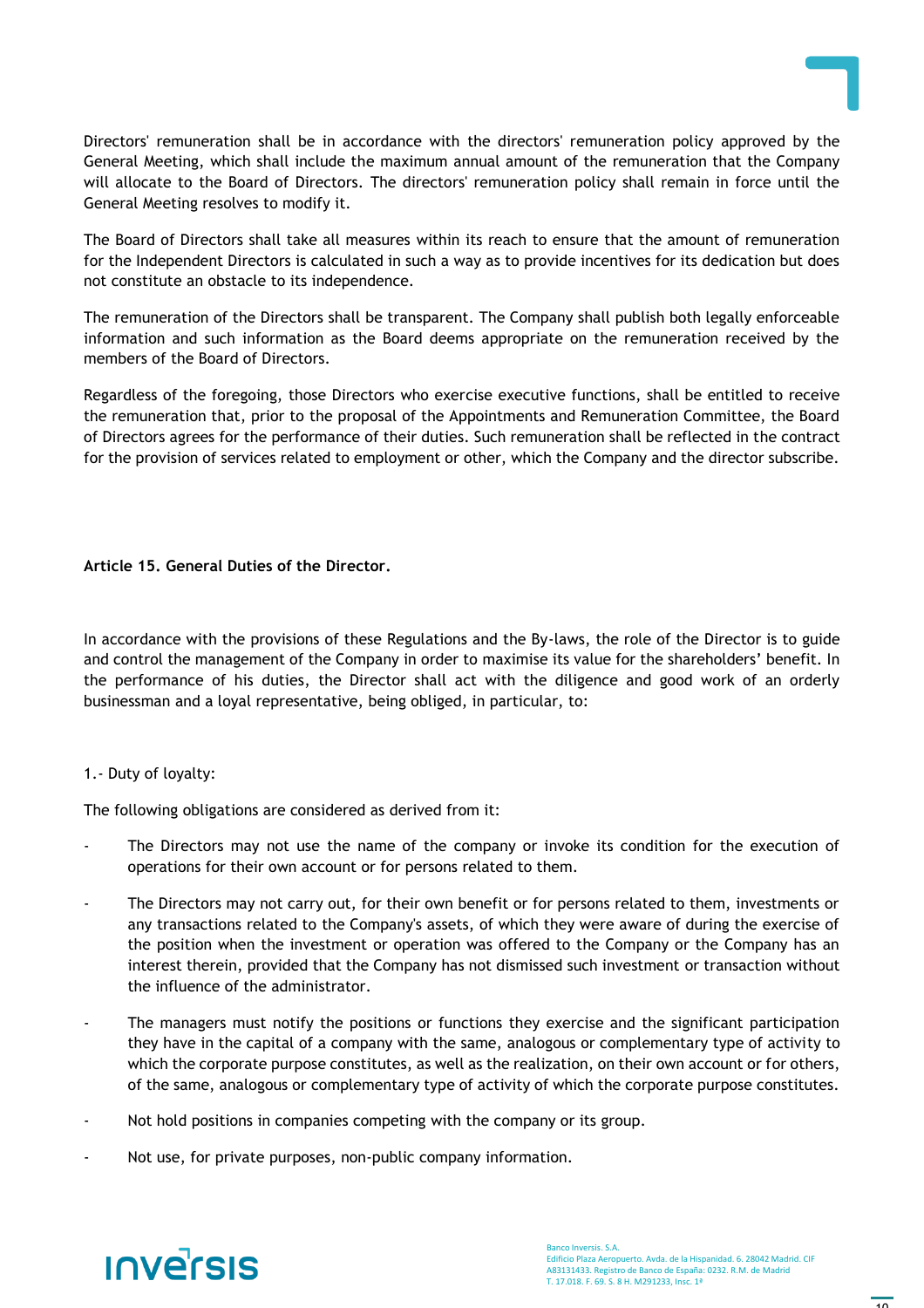Directors' remuneration shall be in accordance with the directors' remuneration policy approved by the General Meeting, which shall include the maximum annual amount of the remuneration that the Company will allocate to the Board of Directors. The directors' remuneration policy shall remain in force until the General Meeting resolves to modify it.

The Board of Directors shall take all measures within its reach to ensure that the amount of remuneration for the Independent Directors is calculated in such a way as to provide incentives for its dedication but does not constitute an obstacle to its independence.

The remuneration of the Directors shall be transparent. The Company shall publish both legally enforceable information and such information as the Board deems appropriate on the remuneration received by the members of the Board of Directors.

Regardless of the foregoing, those Directors who exercise executive functions, shall be entitled to receive the remuneration that, prior to the proposal of the Appointments and Remuneration Committee, the Board of Directors agrees for the performance of their duties. Such remuneration shall be reflected in the contract for the provision of services related to employment or other, which the Company and the director subscribe.

**Article 15. General Duties of the Director.**

In accordance with the provisions of these Regulations and the By-laws, the role of the Director is to guide and control the management of the Company in order to maximise its value for the shareholders' benefit. In the performance of his duties, the Director shall act with the diligence and good work of an orderly businessman and a loyal representative, being obliged, in particular, to:

1.- Duty of loyalty:

The following obligations are considered as derived from it:

- The Directors may not use the name of the company or invoke its condition for the execution of operations for their own account or for persons related to them.
- The Directors may not carry out, for their own benefit or for persons related to them, investments or any transactions related to the Company's assets, of which they were aware of during the exercise of the position when the investment or operation was offered to the Company or the Company has an interest therein, provided that the Company has not dismissed such investment or transaction without the influence of the administrator.
- The managers must notify the positions or functions they exercise and the significant participation they have in the capital of a company with the same, analogous or complementary type of activity to which the corporate purpose constitutes, as well as the realization, on their own account or for others, of the same, analogous or complementary type of activity of which the corporate purpose constitutes.
- Not hold positions in companies competing with the company or its group.
- Not use, for private purposes, non-public company information.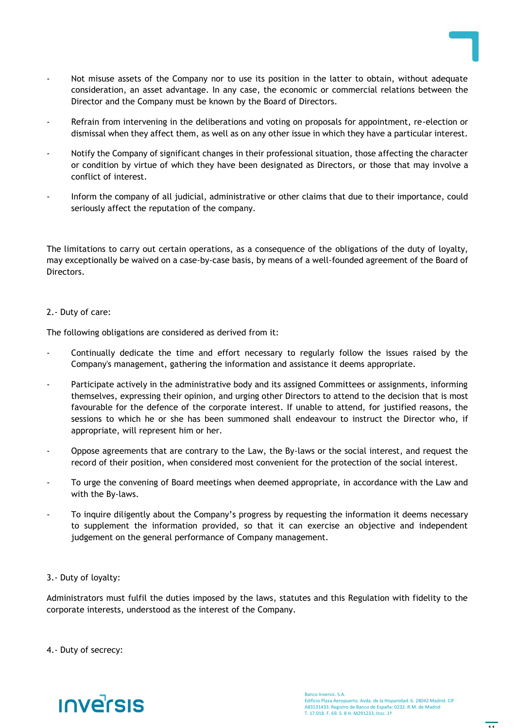- Not misuse assets of the Company nor to use its position in the latter to obtain, without adequate consideration, an asset advantage. In any case, the economic or commercial relations between the Director and the Company must be known by the Board of Directors.

- Refrain from intervening in the deliberations and voting on proposals for appointment, re-election or dismissal when they affect them, as well as on any other issue in which they have a particular interest.

- Notify the Company of significant changes in their professional situation, those affecting the character or condition by virtue of which they have been designated as Directors, or those that may involve a conflict of interest.

- Inform the company of all judicial, administrative or other claims that due to their importance, could seriously affect the reputation of the company.

The limitations to carry out certain operations, as a consequence of the obligations of the duty of loyalty, may exceptionally be waived on a case-by-case basis, by means of a well-founded agreement of the Board of Directors.

2.- Duty of care:

The following obligations are considered as derived from it:

- Continually dedicate the time and effort necessary to regularly follow the issues raised by the Company's management, gathering the information and assistance it deems appropriate.

- Participate actively in the administrative body and its assigned Committees or assignments, informing themselves, expressing their opinion, and urging other Directors to attend to the decision that is most favourable for the defence of the corporate interest. If unable to attend, for justified reasons, the sessions to which he or she has been summoned shall endeavour to instruct the Director who, if appropriate, will represent him or her.

- Oppose agreements that are contrary to the Law, the By-laws or the social interest, and request the record of their position, when considered most convenient for the protection of the social interest.

- To urge the convening of Board meetings when deemed appropriate, in accordance with the Law and with the By-laws.

- To inquire diligently about the Company's progress by requesting the information it deems necessary to supplement the information provided, so that it can exercise an objective and independent judgement on the general performance of Company management.

3.- Duty of loyalty:

Administrators must fulfil the duties imposed by the laws, statutes and this Regulation with fidelity to the corporate interests, understood as the interest of the Company.

4.- Duty of secrecy: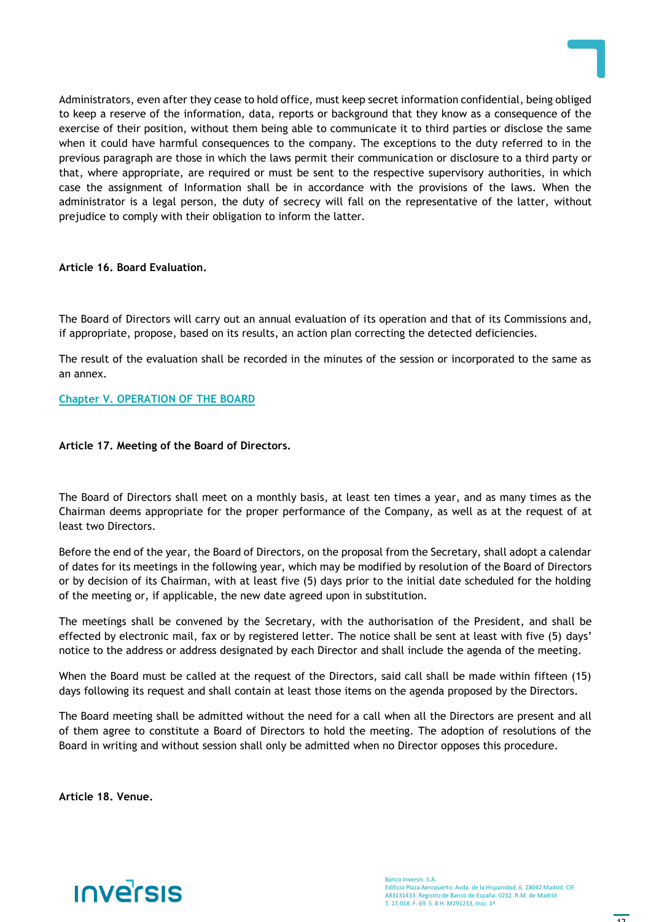Administrators, even after they cease to hold office, must keep secret information confidential, being obliged to keep a reserve of the information, data, reports or background that they know as a consequence of the exercise of their position, without them being able to communicate it to third parties or disclose the same when it could have harmful consequences to the company. The exceptions to the duty referred to in the previous paragraph are those in which the laws permit their communication or disclosure to a third party or that, where appropriate, are required or must be sent to the respective supervisory authorities, in which case the assignment of Information shall be in accordance with the provisions of the laws. When the administrator is a legal person, the duty of secrecy will fall on the representative of the latter, without prejudice to comply with their obligation to inform the latter.

**Article 16. Board Evaluation.**

The Board of Directors will carry out an annual evaluation of its operation and that of its Commissions and, if appropriate, propose, based on its results, an action plan correcting the detected deficiencies.

The result of the evaluation shall be recorded in the minutes of the session or incorporated to the same as an annex.

## Chapter V. OPERATION OF THE BOARD

**Article 17. Meeting of the Board of Directors.**

The Board of Directors shall meet on a monthly basis, at least ten times a year, and as many times as the Chairman deems appropriate for the proper performance of the Company, as well as at the request of at least two Directors.

Before the end of the year, the Board of Directors, on the proposal from the Secretary, shall adopt a calendar of dates for its meetings in the following year, which may be modified by resolution of the Board of Directors or by decision of its Chairman, with at least five (5) days prior to the initial date scheduled for the holding of the meeting or, if applicable, the new date agreed upon in substitution.

The meetings shall be convened by the Secretary, with the authorisation of the President, and shall be effected by electronic mail, fax or by registered letter. The notice shall be sent at least with five (5) days' notice to the address or address designated by each Director and shall include the agenda of the meeting.

When the Board must be called at the request of the Directors, said call shall be made within fifteen (15) days following its request and shall contain at least those items on the agenda proposed by the Directors.

The Board meeting shall be admitted without the need for a call when all the Directors are present and all of them agree to constitute a Board of Directors to hold the meeting. The adoption of resolutions of the Board in writing and without session shall only be admitted when no Director opposes this procedure.

**Article 18. Venue.**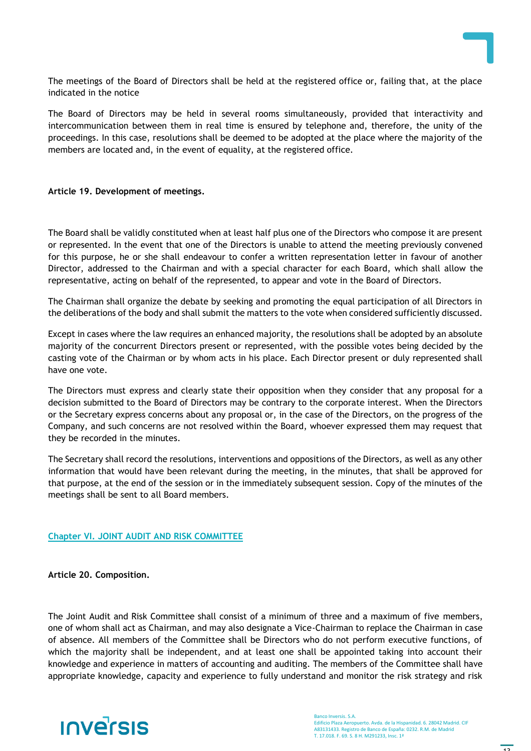The meetings of the Board of Directors shall be held at the registered office or, failing that, at the place indicated in the notice

The Board of Directors may be held in several rooms simultaneously, provided that interactivity and intercommunication between them in real time is ensured by telephone and, therefore, the unity of the proceedings. In this case, resolutions shall be deemed to be adopted at the place where the majority of the members are located and, in the event of equality, at the registered office.

**Article 19. Development of meetings.**

The Board shall be validly constituted when at least half plus one of the Directors who compose it are present or represented. In the event that one of the Directors is unable to attend the meeting previously convened for this purpose, he or she shall endeavour to confer a written representation letter in favour of another Director, addressed to the Chairman and with a special character for each Board, which shall allow the representative, acting on behalf of the represented, to appear and vote in the Board of Directors.

The Chairman shall organize the debate by seeking and promoting the equal participation of all Directors in the deliberations of the body and shall submit the matters to the vote when considered sufficiently discussed.

Except in cases where the law requires an enhanced majority, the resolutions shall be adopted by an absolute majority of the concurrent Directors present or represented, with the possible votes being decided by the casting vote of the Chairman or by whom acts in his place. Each Director present or duly represented shall have one vote.

The Directors must express and clearly state their opposition when they consider that any proposal for a decision submitted to the Board of Directors may be contrary to the corporate interest. When the Directors or the Secretary express concerns about any proposal or, in the case of the Directors, on the progress of the Company, and such concerns are not resolved within the Board, whoever expressed them may request that they be recorded in the minutes.

The Secretary shall record the resolutions, interventions and oppositions of the Directors, as well as any other information that would have been relevant during the meeting, in the minutes, that shall be approved for that purpose, at the end of the session or in the immediately subsequent session. Copy of the minutes of the meetings shall be sent to all Board members.

## Chapter VI. JOINT AUDIT AND RISK COMMITTEE

**Article 20. Composition.**

The Joint Audit and Risk Committee shall consist of a minimum of three and a maximum of five members, one of whom shall act as Chairman, and may also designate a Vice-Chairman to replace the Chairman in case of absence. All members of the Committee shall be Directors who do not perform executive functions, of which the majority shall be independent, and at least one shall be appointed taking into account their knowledge and experience in matters of accounting and auditing. The members of the Committee shall have appropriate knowledge, capacity and experience to fully understand and monitor the risk strategy and risk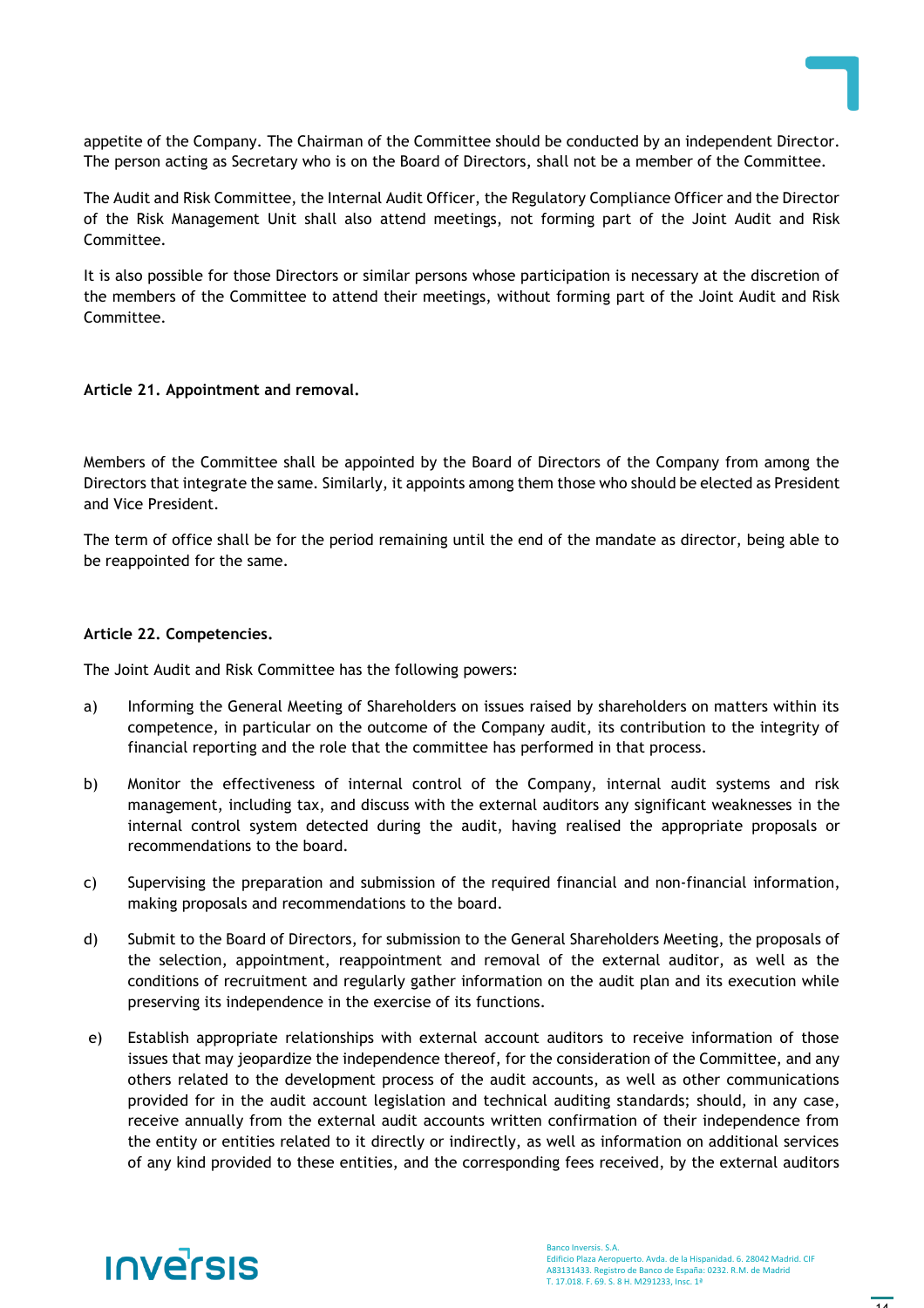appetite of the Company. The Chairman of the Committee should be conducted by an independent Director. The person acting as Secretary who is on the Board of Directors, shall not be a member of the Committee.

The Audit and Risk Committee, the Internal Audit Officer, the Regulatory Compliance Officer and the Director of the Risk Management Unit shall also attend meetings, not forming part of the Joint Audit and Risk Committee.

It is also possible for those Directors or similar persons whose participation is necessary at the discretion of the members of the Committee to attend their meetings, without forming part of the Joint Audit and Risk Committee.

**Article 21. Appointment and removal.**

Members of the Committee shall be appointed by the Board of Directors of the Company from among the Directors that integrate the same. Similarly, it appoints among them those who should be elected as President and Vice President.

The term of office shall be for the period remaining until the end of the mandate as director, being able to be reappointed for the same.

**Article 22. Competencies.**

The Joint Audit and Risk Committee has the following powers:

a) Informing the General Meeting of Shareholders on issues raised by shareholders on matters within its competence, in particular on the outcome of the Company audit, its contribution to the integrity of financial reporting and the role that the committee has performed in that process.

b) Monitor the effectiveness of internal control of the Company, internal audit systems and risk management, including tax, and discuss with the external auditors any significant weaknesses in the internal control system detected during the audit, having realised the appropriate proposals or recommendations to the board.

c) Supervising the preparation and submission of the required financial and non-financial information, making proposals and recommendations to the board.

d) Submit to the Board of Directors, for submission to the General Shareholders Meeting, the proposals of the selection, appointment, reappointment and removal of the external auditor, as well as the conditions of recruitment and regularly gather information on the audit plan and its execution while preserving its independence in the exercise of its functions.

e) Establish appropriate relationships with external account auditors to receive information of those issues that may jeopardize the independence thereof, for the consideration of the Committee, and any others related to the development process of the audit accounts, as well as other communications provided for in the audit account legislation and technical auditing standards; should, in any case, receive annually from the external audit accounts written confirmation of their independence from the entity or entities related to it directly or indirectly, as well as information on additional services of any kind provided to these entities, and the corresponding fees received, by the external auditors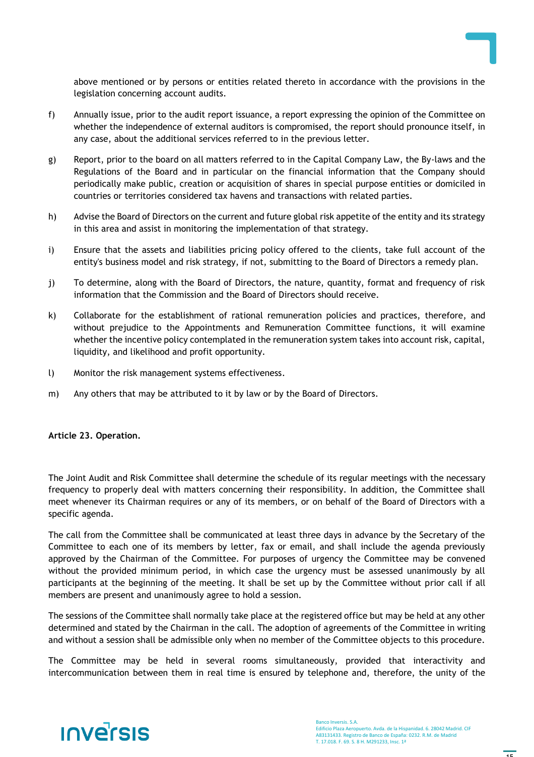above mentioned or by persons or entities related thereto in accordance with the provisions in the legislation concerning account audits.

f) Annually issue, prior to the audit report issuance, a report expressing the opinion of the Committee on whether the independence of external auditors is compromised, the report should pronounce itself, in any case, about the additional services referred to in the previous letter.

g) Report, prior to the board on all matters referred to in the Capital Company Law, the By-laws and the Regulations of the Board and in particular on the financial information that the Company should periodically make public, creation or acquisition of shares in special purpose entities or domiciled in countries or territories considered tax havens and transactions with related parties.

h) Advise the Board of Directors on the current and future global risk appetite of the entity and its strategy in this area and assist in monitoring the implementation of that strategy.

i) Ensure that the assets and liabilities pricing policy offered to the clients, take full account of the entity's business model and risk strategy, if not, submitting to the Board of Directors a remedy plan.

j) To determine, along with the Board of Directors, the nature, quantity, format and frequency of risk information that the Commission and the Board of Directors should receive.

k) Collaborate for the establishment of rational remuneration policies and practices, therefore, and without prejudice to the Appointments and Remuneration Committee functions, it will examine whether the incentive policy contemplated in the remuneration system takes into account risk, capital, liquidity, and likelihood and profit opportunity.

l) Monitor the risk management systems effectiveness.

m) Any others that may be attributed to it by law or by the Board of Directors.

**Article 23. Operation.**

The Joint Audit and Risk Committee shall determine the schedule of its regular meetings with the necessary frequency to properly deal with matters concerning their responsibility. In addition, the Committee shall meet whenever its Chairman requires or any of its members, or on behalf of the Board of Directors with a specific agenda.

The call from the Committee shall be communicated at least three days in advance by the Secretary of the Committee to each one of its members by letter, fax or email, and shall include the agenda previously approved by the Chairman of the Committee. For purposes of urgency the Committee may be convened without the provided minimum period, in which case the urgency must be assessed unanimously by all participants at the beginning of the meeting. It shall be set up by the Committee without prior call if all members are present and unanimously agree to hold a session.

The sessions of the Committee shall normally take place at the registered office but may be held at any other determined and stated by the Chairman in the call. The adoption of agreements of the Committee in writing and without a session shall be admissible only when no member of the Committee objects to this procedure.

The Committee may be held in several rooms simultaneously, provided that interactivity and intercommunication between them in real time is ensured by telephone and, therefore, the unity of the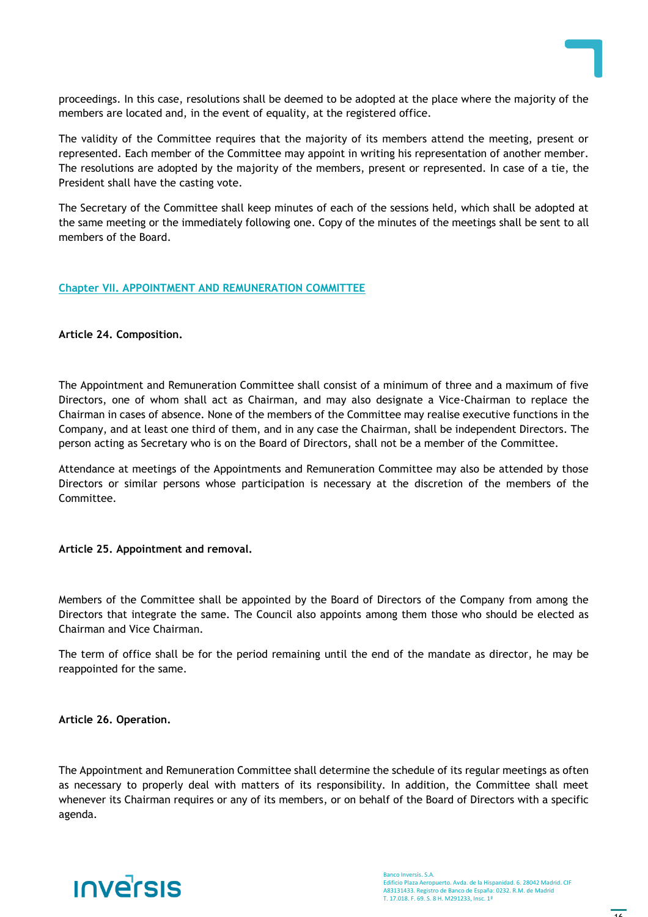proceedings. In this case, resolutions shall be deemed to be adopted at the place where the majority of the members are located and, in the event of equality, at the registered office.

The validity of the Committee requires that the majority of its members attend the meeting, present or represented. Each member of the Committee may appoint in writing his representation of another member. The resolutions are adopted by the majority of the members, present or represented. In case of a tie, the President shall have the casting vote.

The Secretary of the Committee shall keep minutes of each of the sessions held, which shall be adopted at the same meeting or the immediately following one. Copy of the minutes of the meetings shall be sent to all members of the Board.

## Chapter VII. APPOINTMENT AND REMUNERATION COMMITTEE

### Article 24. Composition.

The Appointment and Remuneration Committee shall consist of a minimum of three and a maximum of five Directors, one of whom shall act as Chairman, and may also designate a Vice-Chairman to replace the Chairman in cases of absence. None of the members of the Committee may realise executive functions in the Company, and at least one third of them, and in any case the Chairman, shall be independent Directors. The person acting as Secretary who is on the Board of Directors, shall not be a member of the Committee.

Attendance at meetings of the Appointments and Remuneration Committee may also be attended by those Directors or similar persons whose participation is necessary at the discretion of the members of the Committee.

### Article 25. Appointment and removal.

Members of the Committee shall be appointed by the Board of Directors of the Company from among the Directors that integrate the same. The Council also appoints among them those who should be elected as Chairman and Vice Chairman.

The term of office shall be for the period remaining until the end of the mandate as director, he may be reappointed for the same.

### Article 26. Operation.

The Appointment and Remuneration Committee shall determine the schedule of its regular meetings as often as necessary to properly deal with matters of its responsibility. In addition, the Committee shall meet whenever its Chairman requires or any of its members, or on behalf of the Board of Directors with a specific agenda.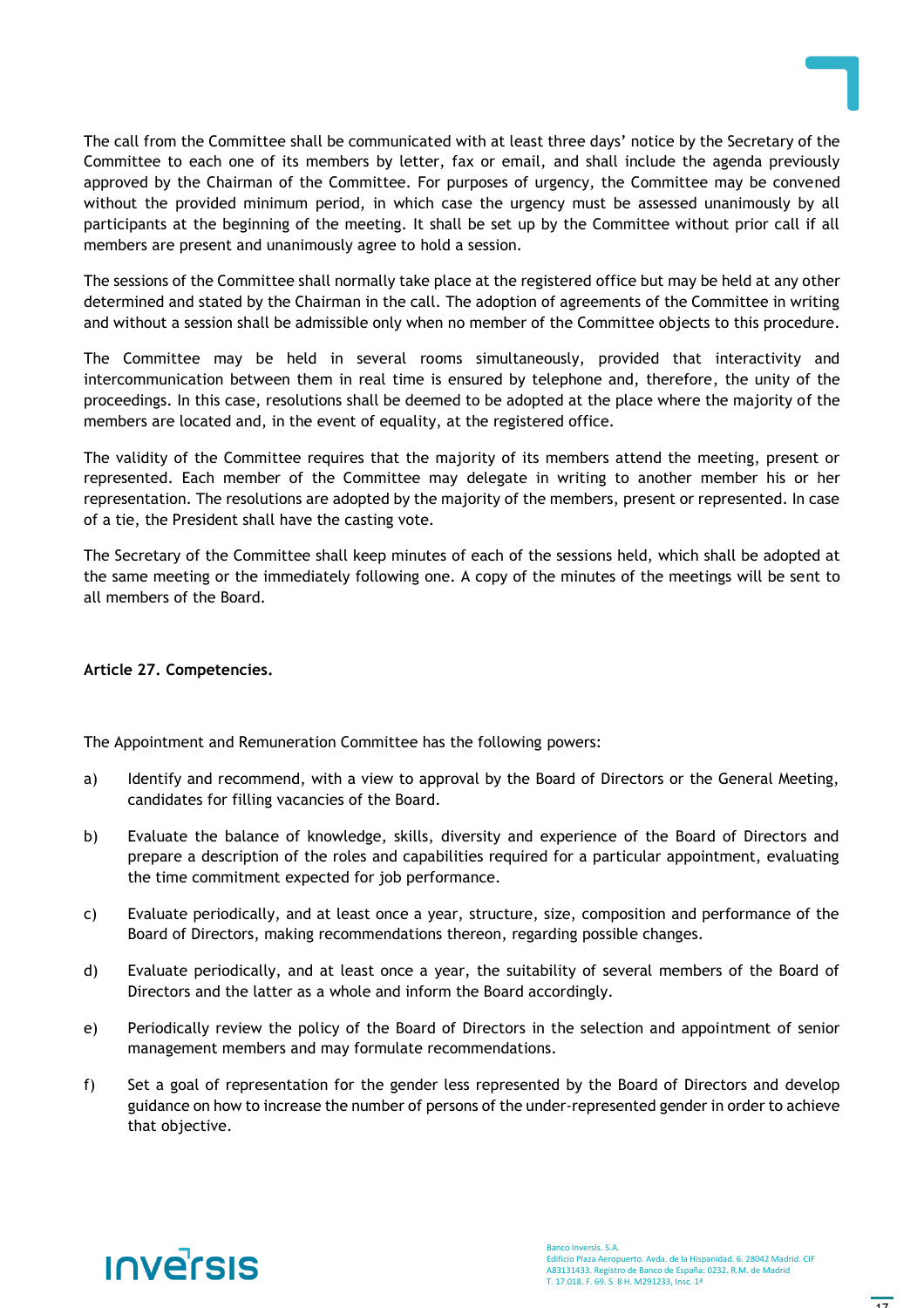The call from the Committee shall be communicated with at least three days' notice by the Secretary of the Committee to each one of its members by letter, fax or email, and shall include the agenda previously approved by the Chairman of the Committee. For purposes of urgency, the Committee may be convened without the provided minimum period, in which case the urgency must be assessed unanimously by all participants at the beginning of the meeting. It shall be set up by the Committee without prior call if all members are present and unanimously agree to hold a session.

The sessions of the Committee shall normally take place at the registered office but may be held at any other determined and stated by the Chairman in the call. The adoption of agreements of the Committee in writing and without a session shall be admissible only when no member of the Committee objects to this procedure.

The Committee may be held in several rooms simultaneously, provided that interactivity and intercommunication between them in real time is ensured by telephone and, therefore, the unity of the proceedings. In this case, resolutions shall be deemed to be adopted at the place where the majority of the members are located and, in the event of equality, at the registered office.

The validity of the Committee requires that the majority of its members attend the meeting, present or represented. Each member of the Committee may delegate in writing to another member his or her representation. The resolutions are adopted by the majority of the members, present or represented. In case of a tie, the President shall have the casting vote.

The Secretary of the Committee shall keep minutes of each of the sessions held, which shall be adopted at the same meeting or the immediately following one. A copy of the minutes of the meetings will be sent to all members of the Board.

**Article 27. Competencies.**

The Appointment and Remuneration Committee has the following powers:

a) Identify and recommend, with a view to approval by the Board of Directors or the General Meeting, candidates for filling vacancies of the Board.

b) Evaluate the balance of knowledge, skills, diversity and experience of the Board of Directors and prepare a description of the roles and capabilities required for a particular appointment, evaluating the time commitment expected for job performance.

c) Evaluate periodically, and at least once a year, structure, size, composition and performance of the Board of Directors, making recommendations thereon, regarding possible changes.

d) Evaluate periodically, and at least once a year, the suitability of several members of the Board of Directors and the latter as a whole and inform the Board accordingly.

e) Periodically review the policy of the Board of Directors in the selection and appointment of senior management members and may formulate recommendations.

f) Set a goal of representation for the gender less represented by the Board of Directors and develop guidance on how to increase the number of persons of the under-represented gender in order to achieve that objective.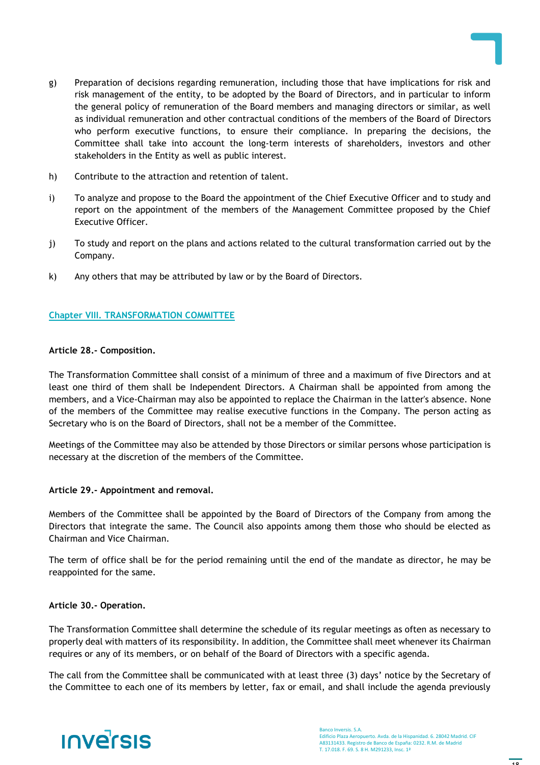g) Preparation of decisions regarding remuneration, including those that have implications for risk and risk management of the entity, to be adopted by the Board of Directors, and in particular to inform the general policy of remuneration of the Board members and managing directors or similar, as well as individual remuneration and other contractual conditions of the members of the Board of Directors who perform executive functions, to ensure their compliance. In preparing the decisions, the Committee shall take into account the long-term interests of shareholders, investors and other stakeholders in the Entity as well as public interest.

h) Contribute to the attraction and retention of talent.

i) To analyze and propose to the Board the appointment of the Chief Executive Officer and to study and report on the appointment of the members of the Management Committee proposed by the Chief Executive Officer.

j) To study and report on the plans and actions related to the cultural transformation carried out by the Company.

k) Any others that may be attributed by law or by the Board of Directors.

## Chapter VIII. TRANSFORMATION COMMITTEE

**Article 28.- Composition.**

The Transformation Committee shall consist of a minimum of three and a maximum of five Directors and at least one third of them shall be Independent Directors. A Chairman shall be appointed from among the members, and a Vice-Chairman may also be appointed to replace the Chairman in the latter's absence. None of the members of the Committee may realise executive functions in the Company. The person acting as Secretary who is on the Board of Directors, shall not be a member of the Committee.

Meetings of the Committee may also be attended by those Directors or similar persons whose participation is necessary at the discretion of the members of the Committee.

**Article 29.- Appointment and removal.**

Members of the Committee shall be appointed by the Board of Directors of the Company from among the Directors that integrate the same. The Council also appoints among them those who should be elected as Chairman and Vice Chairman.

The term of office shall be for the period remaining until the end of the mandate as director, he may be reappointed for the same.

**Article 30.- Operation.**

The Transformation Committee shall determine the schedule of its regular meetings as often as necessary to properly deal with matters of its responsibility. In addition, the Committee shall meet whenever its Chairman requires or any of its members, or on behalf of the Board of Directors with a specific agenda.

The call from the Committee shall be communicated with at least three (3) days' notice by the Secretary of the Committee to each one of its members by letter, fax or email, and shall include the agenda previously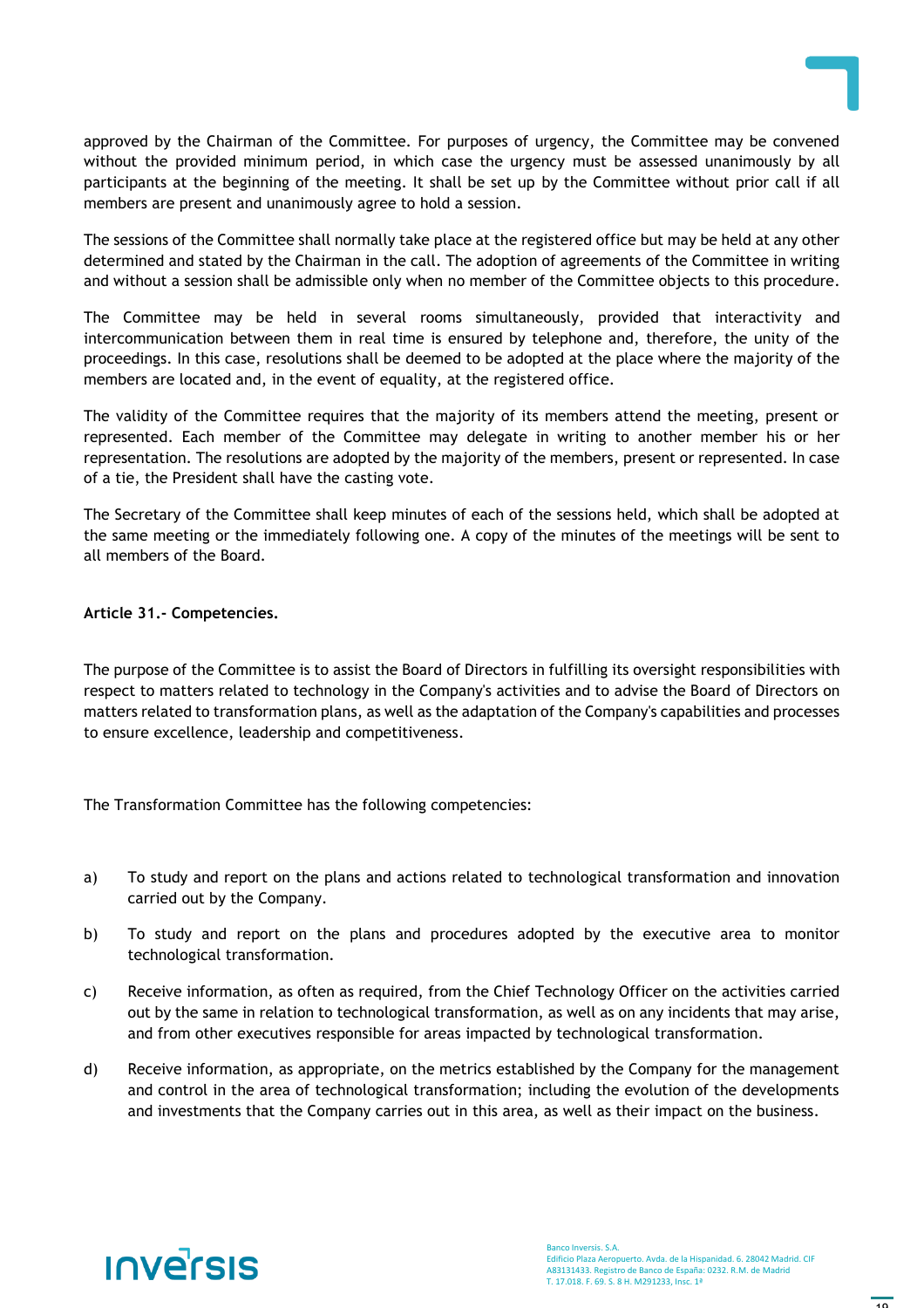approved by the Chairman of the Committee. For purposes of urgency, the Committee may be convened without the provided minimum period, in which case the urgency must be assessed unanimously by all participants at the beginning of the meeting. It shall be set up by the Committee without prior call if all members are present and unanimously agree to hold a session.

The sessions of the Committee shall normally take place at the registered office but may be held at any other determined and stated by the Chairman in the call. The adoption of agreements of the Committee in writing and without a session shall be admissible only when no member of the Committee objects to this procedure.

The Committee may be held in several rooms simultaneously, provided that interactivity and intercommunication between them in real time is ensured by telephone and, therefore, the unity of the proceedings. In this case, resolutions shall be deemed to be adopted at the place where the majority of the members are located and, in the event of equality, at the registered office.

The validity of the Committee requires that the majority of its members attend the meeting, present or represented. Each member of the Committee may delegate in writing to another member his or her representation. The resolutions are adopted by the majority of the members, present or represented. In case of a tie, the President shall have the casting vote.

The Secretary of the Committee shall keep minutes of each of the sessions held, which shall be adopted at the same meeting or the immediately following one. A copy of the minutes of the meetings will be sent to all members of the Board.

**Article 31.- Competencies.**

The purpose of the Committee is to assist the Board of Directors in fulfilling its oversight responsibilities with respect to matters related to technology in the Company's activities and to advise the Board of Directors on matters related to transformation plans, as well as the adaptation of the Company's capabilities and processes to ensure excellence, leadership and competitiveness.

The Transformation Committee has the following competencies:

a) To study and report on the plans and actions related to technological transformation and innovation carried out by the Company.

b) To study and report on the plans and procedures adopted by the executive area to monitor technological transformation.

c) Receive information, as often as required, from the Chief Technology Officer on the activities carried out by the same in relation to technological transformation, as well as on any incidents that may arise, and from other executives responsible for areas impacted by technological transformation.

d) Receive information, as appropriate, on the metrics established by the Company for the management and control in the area of technological transformation; including the evolution of the developments and investments that the Company carries out in this area, as well as their impact on the business.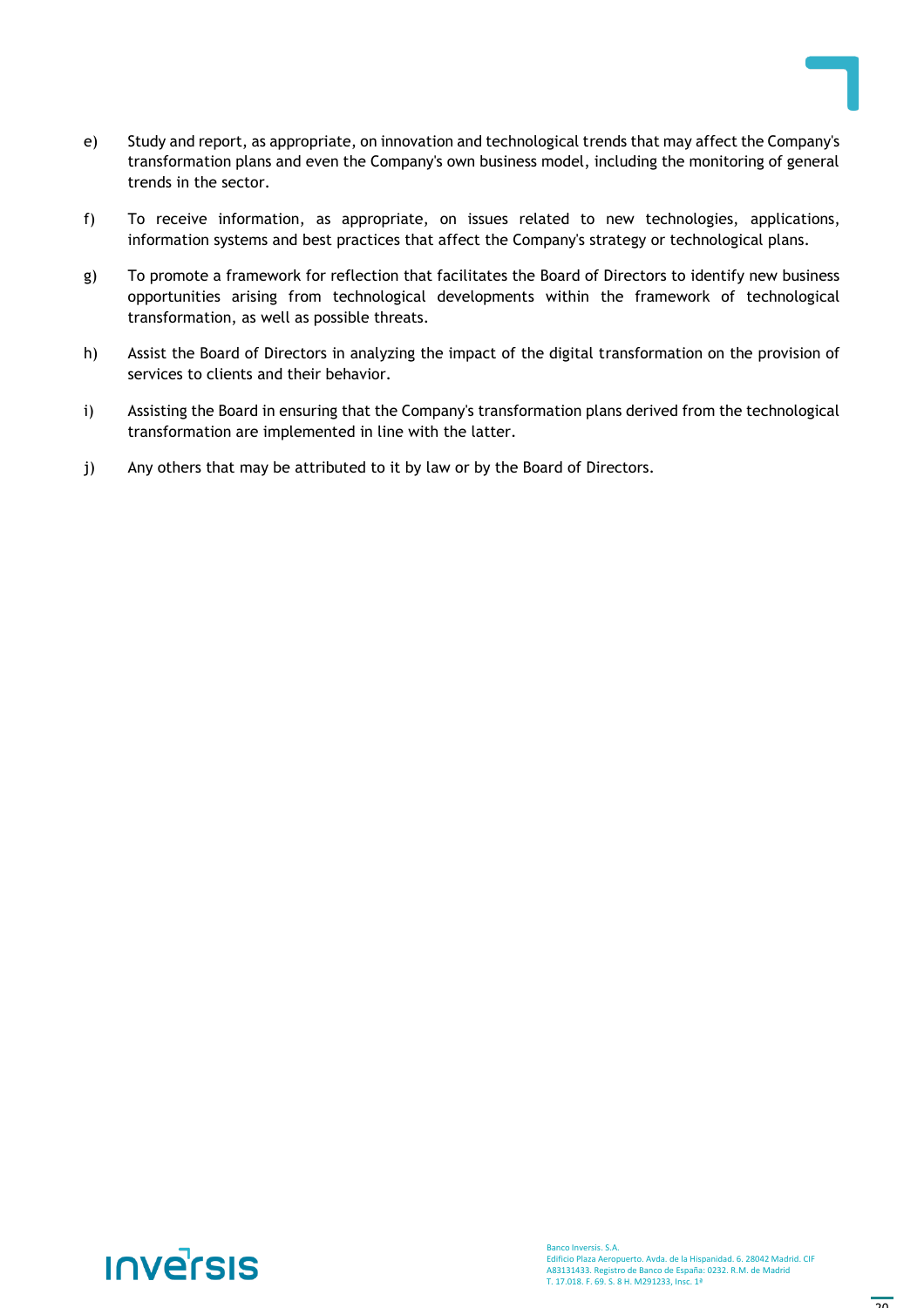e) Study and report, as appropriate, on innovation and technological trends that may affect the Company's transformation plans and even the Company's own business model, including the monitoring of general trends in the sector.

f) To receive information, as appropriate, on issues related to new technologies, applications, information systems and best practices that affect the Company's strategy or technological plans.

g) To promote a framework for reflection that facilitates the Board of Directors to identify new business opportunities arising from technological developments within the framework of technological transformation, as well as possible threats.

h) Assist the Board of Directors in analyzing the impact of the digital transformation on the provision of services to clients and their behavior.

i) Assisting the Board in ensuring that the Company's transformation plans derived from the technological transformation are implemented in line with the latter.

j) Any others that may be attributed to it by law or by the Board of Directors.